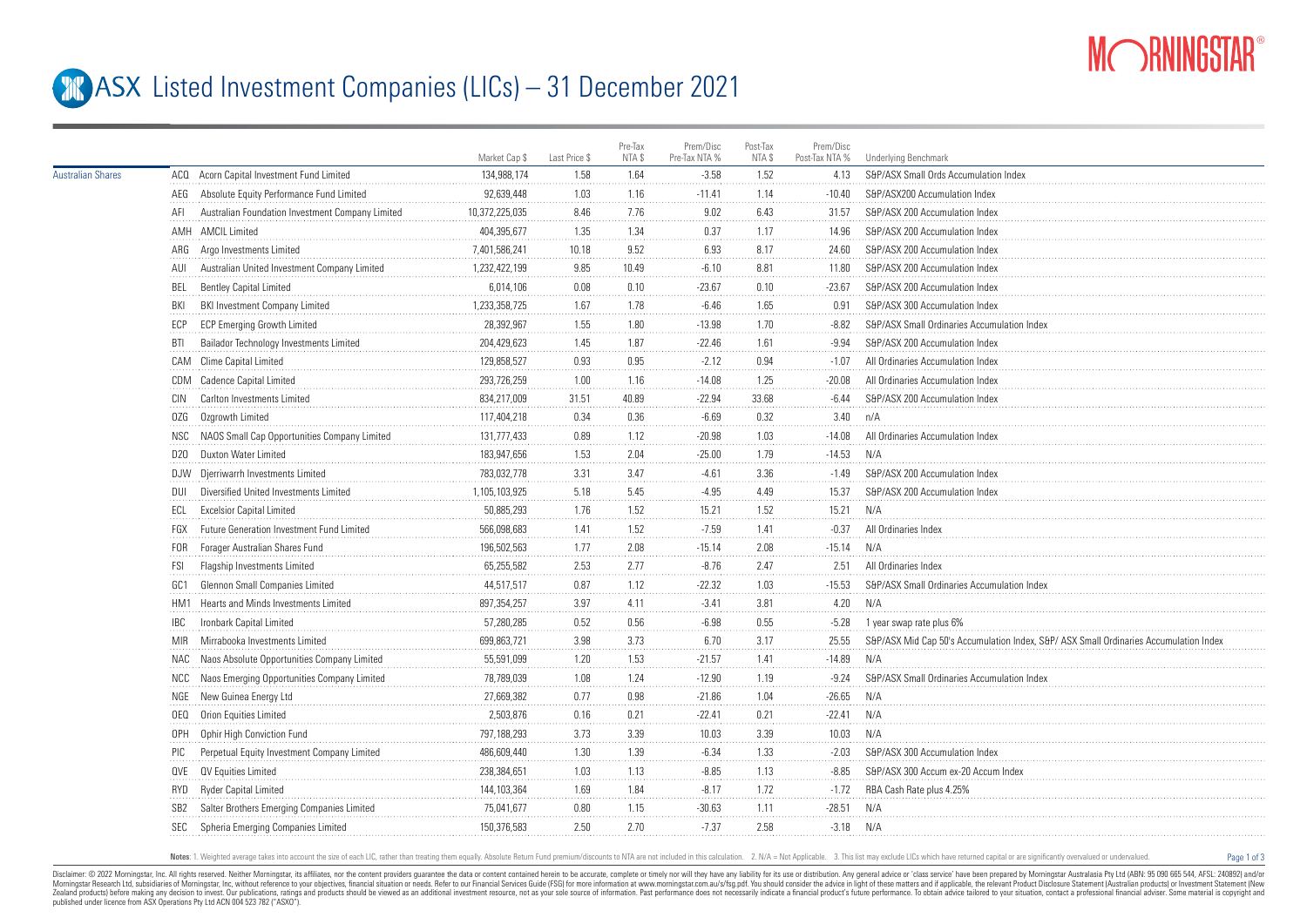# ASX Listed Investment Companies (LICs) – 31 December 2021

| | | | Market Cap $ | Last Price $ | Pre-Tax NTA $ | Prem/Disc Pre-Tax NTA % | Post-Tax NTA $ | Prem/Disc Post-Tax NTA % | Underlying Benchmark |
|---|---|---|---|---|---|---|---|---|---|
| Australian Shares | ACQ | Acorn Capital Investment Fund Limited | 134,988,174 | 1.58 | 1.64 | -3.58 | 1.52 | 4.13 | S&P/ASX Small Ords Accumulation Index |
| | AEG | Absolute Equity Performance Fund Limited | 92,639,448 | 1.03 | 1.16 | -11.41 | 1.14 | -10.40 | S&P/ASX200 Accumulation Index |
| | AFI | Australian Foundation Investment Company Limited | 10,372,225,035 | 8.46 | 7.76 | 9.02 | 6.43 | 31.57 | S&P/ASX 200 Accumulation Index |
| | AMH | AMCIL Limited | 404,395,677 | 1.35 | 1.34 | 0.37 | 1.17 | 14.96 | S&P/ASX 200 Accumulation Index |
| | ARG | Argo Investments Limited | 7,401,586,241 | 10.18 | 9.52 | 6.93 | 8.17 | 24.60 | S&P/ASX 200 Accumulation Index |
| | AUI | Australian United Investment Company Limited | 1,232,422,199 | 9.85 | 10.49 | -6.10 | 8.81 | 11.80 | S&P/ASX 200 Accumulation Index |
| | BEL | Bentley Capital Limited | 6,014,106 | 0.08 | 0.10 | -23.67 | 0.10 | -23.67 | S&P/ASX 200 Accumulation Index |
| | BKI | BKI Investment Company Limited | 1,233,358,725 | 1.67 | 1.78 | -6.46 | 1.65 | 0.91 | S&P/ASX 300 Accumulation Index |
| | ECP | ECP Emerging Growth Limited | 28,392,967 | 1.55 | 1.80 | -13.98 | 1.70 | -8.82 | S&P/ASX Small Ordinaries Accumulation Index |
| | BTI | Bailador Technology Investments Limited | 204,429,623 | 1.45 | 1.87 | -22.46 | 1.61 | -9.94 | S&P/ASX 200 Accumulation Index |
| | CAM | Clime Capital Limited | 129,858,527 | 0.93 | 0.95 | -2.12 | 0.94 | -1.07 | All Ordinaries Accumulation Index |
| | CDM | Cadence Capital Limited | 293,726,259 | 1.00 | 1.16 | -14.08 | 1.25 | -20.08 | All Ordinaries Accumulation Index |
| | CIN | Carlton Investments Limited | 834,217,009 | 31.51 | 40.89 | -22.94 | 33.68 | -6.44 | S&P/ASX 200 Accumulation Index |
| | OZG | Ozgrowth Limited | 117,404,218 | 0.34 | 0.36 | -6.69 | 0.32 | 3.40 | n/A |
| | NSC | NAOS Small Cap Opportunities Company Limited | 131,777,433 | 0.89 | 1.12 | -20.98 | 1.03 | -14.08 | All Ordinaries Accumulation Index |
| | D2O | Duxton Water Limited | 183,947,656 | 1.53 | 2.04 | -25.00 | 1.79 | -14.53 | N/A |
| | DJW | Djerriwarrh Investments Limited | 783,032,778 | 3.31 | 3.47 | -4.61 | 3.36 | -1.49 | S&P/ASX 200 Accumulation Index |
| | DUI | Diversified United Investments Limited | 1,105,103,925 | 5.18 | 5.45 | -4.95 | 4.49 | 15.37 | S&P/ASX 200 Accumulation Index |
| | ECL | Excelsior Capital Limited | 50,885,293 | 1.76 | 1.52 | 15.21 | 1.52 | 15.21 | N/A |
| | FGX | Future Generation Investment Fund Limited | 566,098,683 | 1.41 | 1.52 | -7.59 | 1.41 | -0.37 | All Ordinaries Index |
| | FOR | Forager Australian Shares Fund | 196,502,563 | 1.77 | 2.08 | -15.14 | 2.08 | -15.14 | N/A |
| | FSI | Flagship Investments Limited | 65,255,582 | 2.53 | 2.77 | -8.76 | 2.47 | 2.51 | All Ordinaries Index |
| | GC1 | Glennon Small Companies Limited | 44,517,517 | 0.87 | 1.12 | -22.32 | 1.03 | -15.53 | S&P/ASX Small Ordinaries Accumulation Index |
| | HM1 | Hearts and Minds Investments Limited | 897,354,257 | 3.97 | 4.11 | -3.41 | 3.81 | 4.20 | N/A |
| | IBC | Ironbark Capital Limited | 57,280,285 | 0.52 | 0.56 | -6.98 | 0.55 | -5.28 | 1 year swap rate plus 6% |
| | MIR | Mirrabooka Investments Limited | 699,863,721 | 3.98 | 3.73 | 6.70 | 3.17 | 25.55 | S&P/ASX Mid Cap 50's Accumulation Index, S&P/ ASX Small Ordinaries Accumulation Index |
| | NAC | Naos Absolute Opportunities Company Limited | 55,591,099 | 1.20 | 1.53 | -21.57 | 1.41 | -14.89 | N/A |
| | NCC | Naos Emerging Opportunities Company Limited | 78,789,039 | 1.08 | 1.24 | -12.90 | 1.19 | -9.24 | S&P/ASX Small Ordinaries Accumulation Index |
| | NGE | New Guinea Energy Ltd | 27,669,382 | 0.77 | 0.98 | -21.86 | 1.04 | -26.65 | N/A |
| | OEQ | Orion Equities Limited | 2,503,876 | 0.16 | 0.21 | -22.41 | 0.21 | -22.41 | N/A |
| | OPH | Ophir High Conviction Fund | 797,188,293 | 3.73 | 3.39 | 10.03 | 3.39 | 10.03 | N/A |
| | PIC | Perpetual Equity Investment Company Limited | 486,609,440 | 1.30 | 1.39 | -6.34 | 1.33 | -2.03 | S&P/ASX 300 Accumulation Index |
| | QVE | QV Equities Limited | 238,384,651 | 1.03 | 1.13 | -8.85 | 1.13 | -8.85 | S&P/ASX 300 Accum ex-20 Accum Index |
| | RYD | Ryder Capital Limited | 144,103,364 | 1.69 | 1.84 | -8.17 | 1.72 | -1.72 | RBA Cash Rate plus 4.25% |
| | SB2 | Salter Brothers Emerging Companies Limited | 75,041,677 | 0.80 | 1.15 | -30.63 | 1.11 | -28.51 | N/A |
| | SEC | Spheria Emerging Companies Limited | 150,376,583 | 2.50 | 2.70 | -7.37 | 2.58 | -3.18 | N/A |

Notes: 1. Weighted average takes into account the size of each LIC, rather than treating them equally. Absolute Return Fund premium/discounts to NTA are not included in this calculation. 2. N/A = Not Applicable. 3. This list may exclude LICs which have returned capital or are significantly overvalued or undervalued.

Disclaimer: © 2022 Morningstar, Inc. All rights reserved. Neither Morningstar, its affiliates, nor the content providers guarantee the data or content contained herein to be accurate, complete or timely nor will they have any liability for its use or distribution. Any general advice or 'class service' have been prepared by Morningstar Australasia Pty Ltd (ABN: 95 090 665 544, AFSL: 240892) and/or Morningstar Research Ltd, subsidiaries of Morningstar, Inc, without reference to your objectives, financial situation or needs. Refer to our Financial Services Guide (FSG) for more information at www.morningstar.com.au/s/fsg.pdf. You should consider the advice in light of these matters and if applicable, the relevant Product Disclosure Statement (Australian products) or Investment Statement (New Zealand products) before making any decision to invest. Our publications, ratings and products should be viewed as an additional investment resource, not as your sole source of information. Past performance does not necessarily indicate a financial product's future performance. To obtain advice tailored to your situation, contact a professional financial adviser. Some material is copyright and published under licence from ASX Operations Pty Ltd ACN 004 523 782 ("ASXO").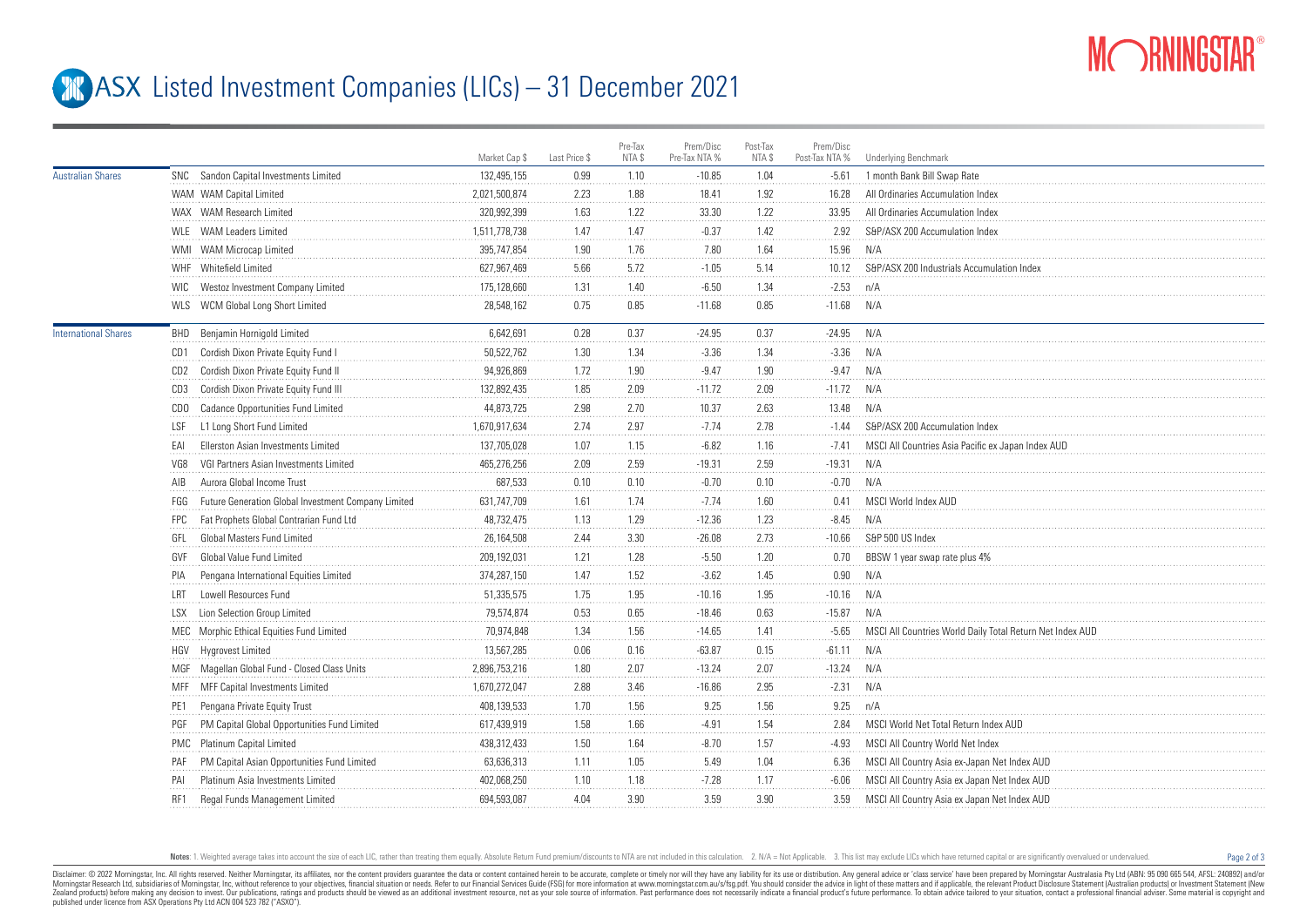# ASX Listed Investment Companies (LICs) – 31 December 2021

| | | | Market Cap $ | Last Price $ | Pre-Tax NTA $ | Prem/Disc Pre-Tax NTA % | Post-Tax NTA $ | Prem/Disc Post-Tax NTA % | Underlying Benchmark |
|---|---|---|---|---|---|---|---|---|---|
| Australian Shares | SNC | Sandon Capital Investments Limited | 132,495,155 | 0.99 | 1.10 | -10.85 | 1.04 | -5.61 | 1 month Bank Bill Swap Rate |
| | WAM | WAM Capital Limited | 2,021,500,874 | 2.23 | 1.88 | 18.41 | 1.92 | 16.28 | All Ordinaries Accumulation Index |
| | WAX | WAM Research Limited | 320,992,399 | 1.63 | 1.22 | 33.30 | 1.22 | 33.95 | All Ordinaries Accumulation Index |
| | WLE | WAM Leaders Limited | 1,511,778,738 | 1.47 | 1.47 | -0.37 | 1.42 | 2.92 | S&P/ASX 200 Accumulation Index |
| | WMI | WAM Microcap Limited | 395,747,854 | 1.90 | 1.76 | 7.80 | 1.64 | 15.96 | N/A |
| | WHF | Whitefield Limited | 627,967,469 | 5.66 | 5.72 | -1.05 | 5.14 | 10.12 | S&P/ASX 200 Industrials Accumulation Index |
| | WIC | Westoz Investment Company Limited | 175,128,660 | 1.31 | 1.40 | -6.50 | 1.34 | -2.53 | n/A |
| | WLS | WCM Global Long Short Limited | 28,548,162 | 0.75 | 0.85 | -11.68 | 0.85 | -11.68 | N/A |
| International Shares | BHD | Benjamin Hornigold Limited | 6,642,691 | 0.28 | 0.37 | -24.95 | 0.37 | -24.95 | N/A |
| | CD1 | Cordish Dixon Private Equity Fund I | 50,522,762 | 1.30 | 1.34 | -3.36 | 1.34 | -3.36 | N/A |
| | CD2 | Cordish Dixon Private Equity Fund II | 94,926,869 | 1.72 | 1.90 | -9.47 | 1.90 | -9.47 | N/A |
| | CD3 | Cordish Dixon Private Equity Fund III | 132,892,435 | 1.85 | 2.09 | -11.72 | 2.09 | -11.72 | N/A |
| | CDO | Cadance Opportunities Fund Limited | 44,873,725 | 2.98 | 2.70 | 10.37 | 2.63 | 13.48 | N/A |
| | LSF | L1 Long Short Fund Limited | 1,670,917,634 | 2.74 | 2.97 | -7.74 | 2.78 | -1.44 | S&P/ASX 200 Accumulation Index |
| | EAI | Ellerston Asian Investments Limited | 137,705,028 | 1.07 | 1.15 | -6.82 | 1.16 | -7.41 | MSCI All Countries Asia Pacific ex Japan Index AUD |
| | VG8 | VGI Partners Asian Investments Limited | 465,276,256 | 2.09 | 2.59 | -19.31 | 2.59 | -19.31 | N/A |
| | AIB | Aurora Global Income Trust | 687,533 | 0.10 | 0.10 | -0.70 | 0.10 | -0.70 | N/A |
| | FGG | Future Generation Global Investment Company Limited | 631,747,709 | 1.61 | 1.74 | -7.74 | 1.60 | 0.41 | MSCI World Index AUD |
| | FPC | Fat Prophets Global Contrarian Fund Ltd | 48,732,475 | 1.13 | 1.29 | -12.36 | 1.23 | -8.45 | N/A |
| | GFL | Global Masters Fund Limited | 26,164,508 | 2.44 | 3.30 | -26.08 | 2.73 | -10.66 | S&P 500 US Index |
| | GVF | Global Value Fund Limited | 209,192,031 | 1.21 | 1.28 | -5.50 | 1.20 | 0.70 | BBSW 1 year swap rate plus 4% |
| | PIA | Pengana International Equities Limited | 374,287,150 | 1.47 | 1.52 | -3.62 | 1.45 | 0.90 | N/A |
| | LRT | Lowell Resources Fund | 51,335,575 | 1.75 | 1.95 | -10.16 | 1.95 | -10.16 | N/A |
| | LSX | Lion Selection Group Limited | 79,574,874 | 0.53 | 0.65 | -18.46 | 0.63 | -15.87 | N/A |
| | MEC | Morphic Ethical Equities Fund Limited | 70,974,848 | 1.34 | 1.56 | -14.65 | 1.41 | -5.65 | MSCI All Countries World Daily Total Return Net Index AUD |
| | HGV | Hygrovest Limited | 13,567,285 | 0.06 | 0.16 | -63.87 | 0.15 | -61.11 | N/A |
| | MGF | Magellan Global Fund - Closed Class Units | 2,896,753,216 | 1.80 | 2.07 | -13.24 | 2.07 | -13.24 | N/A |
| | MFF | MFF Capital Investments Limited | 1,670,272,047 | 2.88 | 3.46 | -16.86 | 2.95 | -2.31 | N/A |
| | PE1 | Pengana Private Equity Trust | 408,139,533 | 1.70 | 1.56 | 9.25 | 1.56 | 9.25 | n/A |
| | PGF | PM Capital Global Opportunities Fund Limited | 617,439,919 | 1.58 | 1.66 | -4.91 | 1.54 | 2.84 | MSCI World Net Total Return Index AUD |
| | PMC | Platinum Capital Limited | 438,312,433 | 1.50 | 1.64 | -8.70 | 1.57 | -4.93 | MSCI All Country World Net Index |
| | PAF | PM Capital Asian Opportunities Fund Limited | 63,636,313 | 1.11 | 1.05 | 5.49 | 1.04 | 6.36 | MSCI All Country Asia ex-Japan Net Index AUD |
| | PAI | Platinum Asia Investments Limited | 402,068,250 | 1.10 | 1.18 | -7.28 | 1.17 | -6.06 | MSCI All Country Asia ex Japan Net Index AUD |
| | RF1 | Regal Funds Management Limited | 694,593,087 | 4.04 | 3.90 | 3.59 | 3.90 | 3.59 | MSCI All Country Asia ex Japan Net Index AUD |

**Notes**: 1. Weighted average takes into account the size of each LIC, rather than treating them equally. Absolute Return Fund premium/discounts to NTA are not included in this calculation. 2. N/A = Not Applicable. 3. This list may exclude LICs which have returned capital or are significantly overvalued or undervalued.

Disclaimer: © 2022 Morningstar, Inc. All rights reserved. Neither Morningstar, its affiliates, nor the content providers guarantee the data or content contained herein to be accurate, complete or timely nor will they have any liability for its use or distribution. Any general advice or 'class service' have been prepared by Morningstar Australasia Pty Ltd (ABN: 95 090 665 544, AFSL: 240892) and/or Morningstar Research Ltd, subsidiaries of Morningstar, Inc, without reference to your objectives, financial situation or needs. Refer to our Financial Services Guide (FSG) for more information at www.morningstar.com.au/s/fsg.pdf. You should consider the advice in light of these matters and if applicable, the relevant Product Disclosure Statement (Australian products) or Investment Statement (New Zealand products) before making any decision to invest. Our publications, ratings and products should be viewed as an additional investment resource, not as your sole source of information. Past performance does not necessarily indicate a financial product's future performance. To obtain advice tailored to your situation, contact a professional financial adviser. Some material is copyright and published under licence from ASX Operations Pty Ltd ACN 004 523 782 ("ASXO").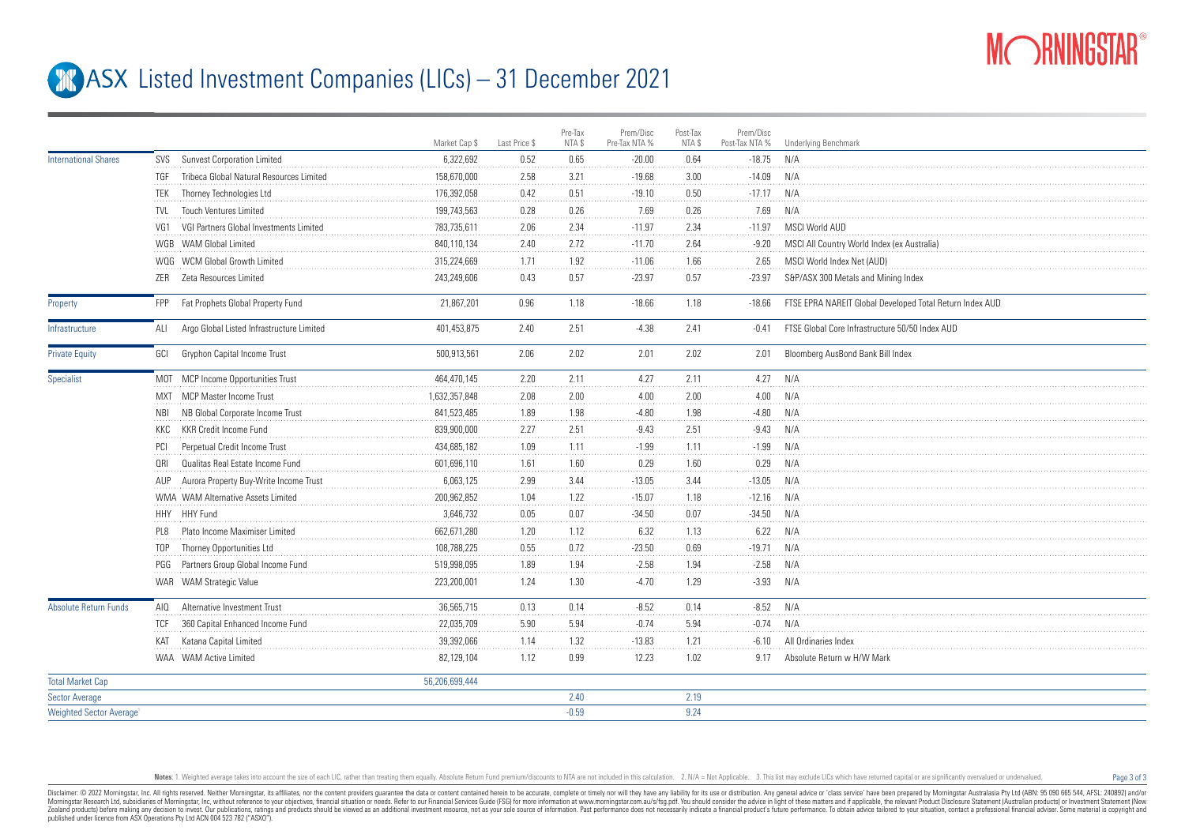# ASX Listed Investment Companies (LICs) – 31 December 2021

| | | | Market Cap $ | Last Price $ | Pre-Tax NTA $ | Prem/Disc Pre-Tax NTA % | Post-Tax NTA $ | Prem/Disc Post-Tax NTA % | Underlying Benchmark |
|---|---|---|---|---|---|---|---|---|---|
| International Shares | SVS | Sunvest Corporation Limited | 6,322,692 | 0.52 | 0.65 | -20.00 | 0.64 | -18.75 | N/A |
| | TGF | Tribeca Global Natural Resources Limited | 158,670,000 | 2.58 | 3.21 | -19.68 | 3.00 | -14.09 | N/A |
| | TEK | Thorney Technologies Ltd | 176,392,058 | 0.42 | 0.51 | -19.10 | 0.50 | -17.17 | N/A |
| | TVL | Touch Ventures Limited | 199,743,563 | 0.28 | 0.26 | 7.69 | 0.26 | 7.69 | N/A |
| | VG1 | VGI Partners Global Investments Limited | 783,735,611 | 2.06 | 2.34 | -11.97 | 2.34 | -11.97 | MSCI World AUD |
| | WGB | WAM Global Limited | 840,110,134 | 2.40 | 2.72 | -11.70 | 2.64 | -9.20 | MSCI All Country World Index (ex Australia) |
| | WQG | WCM Global Growth Limited | 315,224,669 | 1.71 | 1.92 | -11.06 | 1.66 | 2.65 | MSCI World Index Net (AUD) |
| | ZER | Zeta Resources Limited | 243,249,606 | 0.43 | 0.57 | -23.97 | 0.57 | -23.97 | S&P/ASX 300 Metals and Mining Index |
| Property | FPP | Fat Prophets Global Property Fund | 21,867,201 | 0.96 | 1.18 | -18.66 | 1.18 | -18.66 | FTSE EPRA NAREIT Global Developed Total Return Index AUD |
| Infrastructure | ALI | Argo Global Listed Infrastructure Limited | 401,453,875 | 2.40 | 2.51 | -4.38 | 2.41 | -0.41 | FTSE Global Core Infrastructure 50/50 Index AUD |
| Private Equity | GCI | Gryphon Capital Income Trust | 500,913,561 | 2.06 | 2.02 | 2.01 | 2.02 | 2.01 | Bloomberg AusBond Bank Bill Index |
| Specialist | MOT | MCP Income Opportunities Trust | 464,470,145 | 2.20 | 2.11 | 4.27 | 2.11 | 4.27 | N/A |
| | MXT | MCP Master Income Trust | 1,632,357,848 | 2.08 | 2.00 | 4.00 | 2.00 | 4.00 | N/A |
| | NBI | NB Global Corporate Income Trust | 841,523,485 | 1.89 | 1.98 | -4.80 | 1.98 | -4.80 | N/A |
| | KKC | KKR Credit Income Fund | 839,900,000 | 2.27 | 2.51 | -9.43 | 2.51 | -9.43 | N/A |
| | PCI | Perpetual Credit Income Trust | 434,685,182 | 1.09 | 1.11 | -1.99 | 1.11 | -1.99 | N/A |
| | QRI | Qualitas Real Estate Income Fund | 601,696,110 | 1.61 | 1.60 | 0.29 | 1.60 | 0.29 | N/A |
| | AUP | Aurora Property Buy-Write Income Trust | 6,063,125 | 2.99 | 3.44 | -13.05 | 3.44 | -13.05 | N/A |
| | WMA | WAM Alternative Assets Limited | 200,962,852 | 1.04 | 1.22 | -15.07 | 1.18 | -12.16 | N/A |
| | HHY | HHY Fund | 3,646,732 | 0.05 | 0.07 | -34.50 | 0.07 | -34.50 | N/A |
| | PL8 | Plato Income Maximiser Limited | 662,671,280 | 1.20 | 1.12 | 6.32 | 1.13 | 6.22 | N/A |
| | TOP | Thorney Opportunities Ltd | 108,788,225 | 0.55 | 0.72 | -23.50 | 0.69 | -19.71 | N/A |
| | PGG | Partners Group Global Income Fund | 519,998,095 | 1.89 | 1.94 | -2.58 | 1.94 | -2.58 | N/A |
| | WAR | WAM Strategic Value | 223,200,001 | 1.24 | 1.30 | -4.70 | 1.29 | -3.93 | N/A |
| Absolute Return Funds | AIQ | Alternative Investment Trust | 36,565,715 | 0.13 | 0.14 | -8.52 | 0.14 | -8.52 | N/A |
| | TCF | 360 Capital Enhanced Income Fund | 22,035,709 | 5.90 | 5.94 | -0.74 | 5.94 | -0.74 | N/A |
| | KAT | Katana Capital Limited | 39,392,066 | 1.14 | 1.32 | -13.83 | 1.21 | -6.10 | All Ordinaries Index |
| | WAA | WAM Active Limited | 82,129,104 | 1.12 | 0.99 | 12.23 | 1.02 | 9.17 | Absolute Return w H/W Mark |
| Total Market Cap | | | 56,206,699,444 | | | | | | |
| Sector Average | | | | | 2.40 | | 2.19 | | |
| Weighted Sector Average[1] | | | | | -0.59 | | 9.24 | | |

Notes: 1. Weighted average takes into account the size of each LIC, rather than treating them equally. Absolute Return Fund premium/discounts to NTA are not included in this calculation. 2. N/A = Not Applicable. 3. This list may exclude LICs which have returned capital or are significantly overvalued or undervalued.

Disclaimer: © 2022 Morningstar, Inc. All rights reserved. Neither Morningstar, its affiliates, nor the content providers guarantee the data or content contained herein to be accurate, complete or timely nor will they have any liability for its use or distribution. Any general advice or 'class service' have been prepared by Morningstar Australasia Pty Ltd (ABN: 95 090 665 544, AFSL: 240892) and/or Morningstar Research Ltd, subsidiaries of Morningstar, Inc, without reference to your objectives, financial situation or needs. Refer to our Financial Services Guide (FSG) for more information at www.morningstar.com.au/s/fsg.pdf. You should consider the advice in light of these matters and if applicable, the relevant Product Disclosure Statement (Australian products) or Investment Statement (New Zealand products) before making any decision to invest. Our publications, ratings and products should be viewed as an additional investment resource, not as your sole source of information. Past performance does not necessarily indicate a financial product's future performance. To obtain advice tailored to your situation, contact a professional financial adviser. Some material is copyright and published under licence from ASX Operations Pty Ltd ACN 004 523 782 ("ASXO").